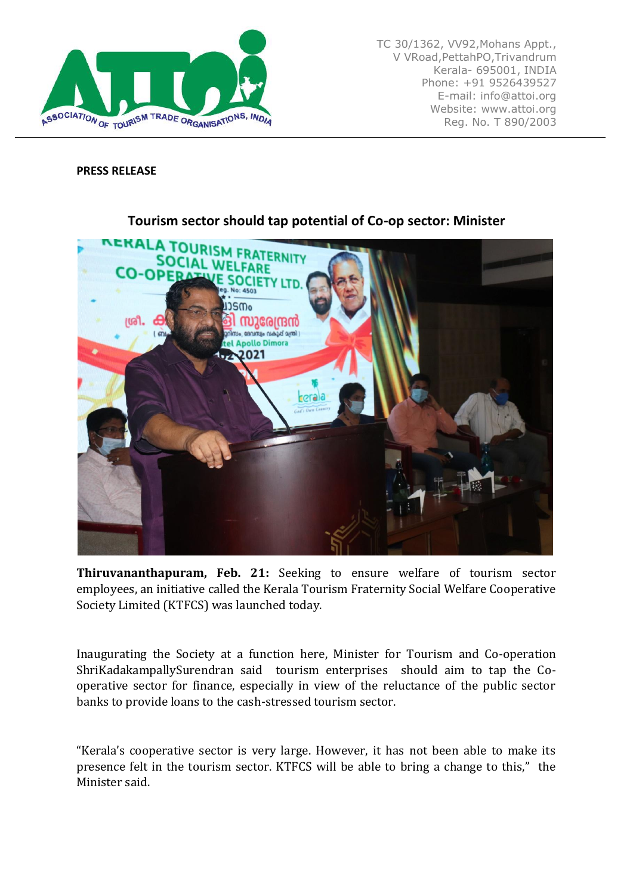TC 30/1362, VV92,Mohans Appt.,
V VRoad,PettahPO,Trivandrum
Kerala- 695001, INDIA
Phone: +91 9526439527
E-mail: info@attoi.org
Website: www.attoi.org
Reg. No. T 890/2003

**PRESS RELEASE**

## Tourism sector should tap potential of Co-op sector: Minister

**Thiruvananthapuram, Feb. 21:** Seeking to ensure welfare of tourism sector employees, an initiative called the Kerala Tourism Fraternity Social Welfare Cooperative Society Limited (KTFCS) was launched today.

Inaugurating the Society at a function here, Minister for Tourism and Co-operation ShriKadakampallySurendran said tourism enterprises should aim to tap the Co-operative sector for finance, especially in view of the reluctance of the public sector banks to provide loans to the cash-stressed tourism sector.

"Kerala's cooperative sector is very large. However, it has not been able to make its presence felt in the tourism sector. KTFCS will be able to bring a change to this," the Minister said.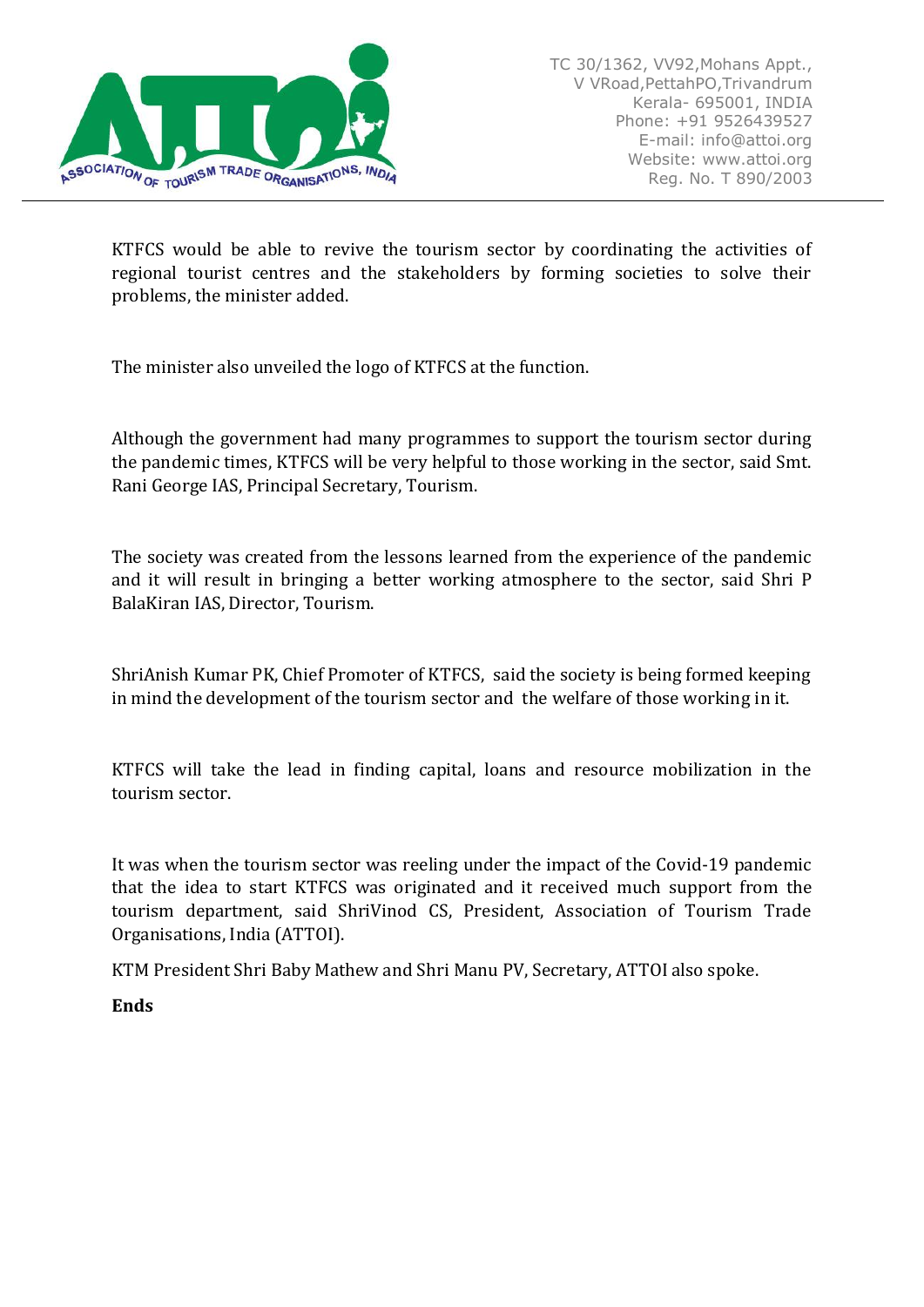KTFCS would be able to revive the tourism sector by coordinating the activities of regional tourist centres and the stakeholders by forming societies to solve their problems, the minister added.

The minister also unveiled the logo of KTFCS at the function.

Although the government had many programmes to support the tourism sector during the pandemic times, KTFCS will be very helpful to those working in the sector, said Smt. Rani George IAS, Principal Secretary, Tourism.

The society was created from the lessons learned from the experience of the pandemic and it will result in bringing a better working atmosphere to the sector, said Shri P BalaKiran IAS, Director, Tourism.

ShriAnish Kumar PK, Chief Promoter of KTFCS, said the society is being formed keeping in mind the development of the tourism sector and the welfare of those working in it.

KTFCS will take the lead in finding capital, loans and resource mobilization in the tourism sector.

It was when the tourism sector was reeling under the impact of the Covid-19 pandemic that the idea to start KTFCS was originated and it received much support from the tourism department, said ShriVinod CS, President, Association of Tourism Trade Organisations, India (ATTOI).

KTM President Shri Baby Mathew and Shri Manu PV, Secretary, ATTOI also spoke.

**Ends**